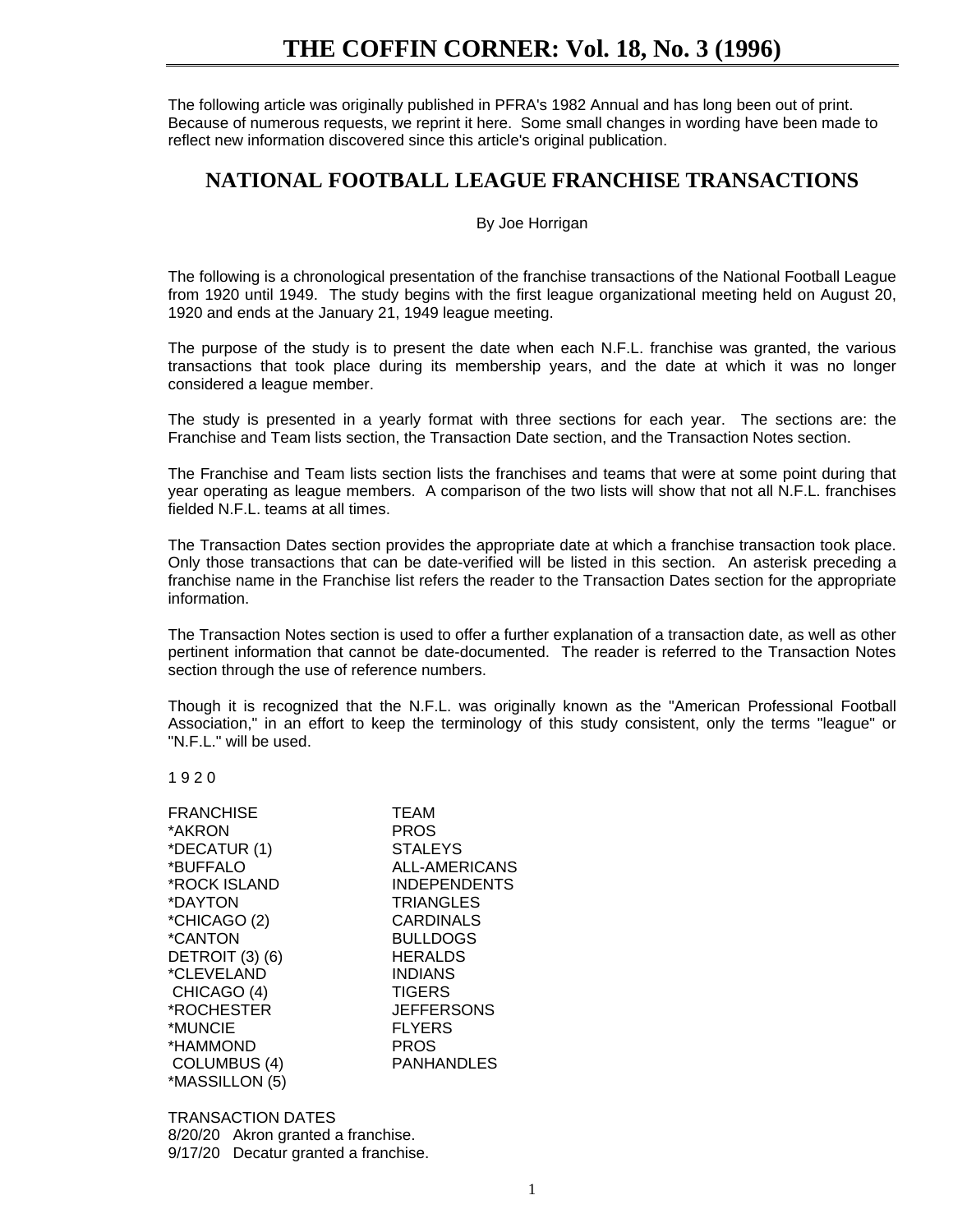The following article was originally published in PFRA's 1982 Annual and has long been out of print. Because of numerous requests, we reprint it here. Some small changes in wording have been made to reflect new information discovered since this article's original publication.

## NATIONAL FOOTBALL LEAGUE FRANCHISE TRANSACTIONS

By Joe Horrigan

The following is a chronological presentation of the franchise transactions of the National Football League from 1920 until 1949. The study begins with the first league organizational meeting held on August 20, 1920 and ends at the January 21, 1949 league meeting.

The purpose of the study is to present the date when each N.F.L. franchise was granted, the various transactions that took place during its membership years, and the date at which it was no longer considered a league member.

The study is presented in a yearly format with three sections for each year. The sections are: the Franchise and Team lists section, the Transaction Date section, and the Transaction Notes section.

The Franchise and Team lists section lists the franchises and teams that were at some point during that year operating as league members. A comparison of the two lists will show that not all N.F.L. franchises fielded N.F.L. teams at all times.

The Transaction Dates section provides the appropriate date at which a franchise transaction took place. Only those transactions that can be date-verified will be listed in this section. An asterisk preceding a franchise name in the Franchise list refers the reader to the Transaction Dates section for the appropriate information.

The Transaction Notes section is used to offer a further explanation of a transaction date, as well as other pertinent information that cannot be date-documented. The reader is referred to the Transaction Notes section through the use of reference numbers.

Though it is recognized that the N.F.L. was originally known as the "American Professional Football Association," in an effort to keep the terminology of this study consistent, only the terms "league" or "N.F.L." will be used.

### 1 9 2 0

| FRANCHISE | TEAM |
|---|---|
| *AKRON | PROS |
| *DECATUR (1) | STALEYS |
| *BUFFALO | ALL-AMERICANS |
| *ROCK ISLAND | INDEPENDENTS |
| *DAYTON | TRIANGLES |
| *CHICAGO (2) | CARDINALS |
| *CANTON | BULLDOGS |
| DETROIT (3) (6) | HERALDS |
| *CLEVELAND | INDIANS |
| CHICAGO (4) | TIGERS |
| *ROCHESTER | JEFFERSONS |
| *MUNCIE | FLYERS |
| *HAMMOND | PROS |
| COLUMBUS (4) | PANHANDLES |
| *MASSILLON (5) | |

TRANSACTION DATES

8/20/20 Akron granted a franchise.
9/17/20 Decatur granted a franchise.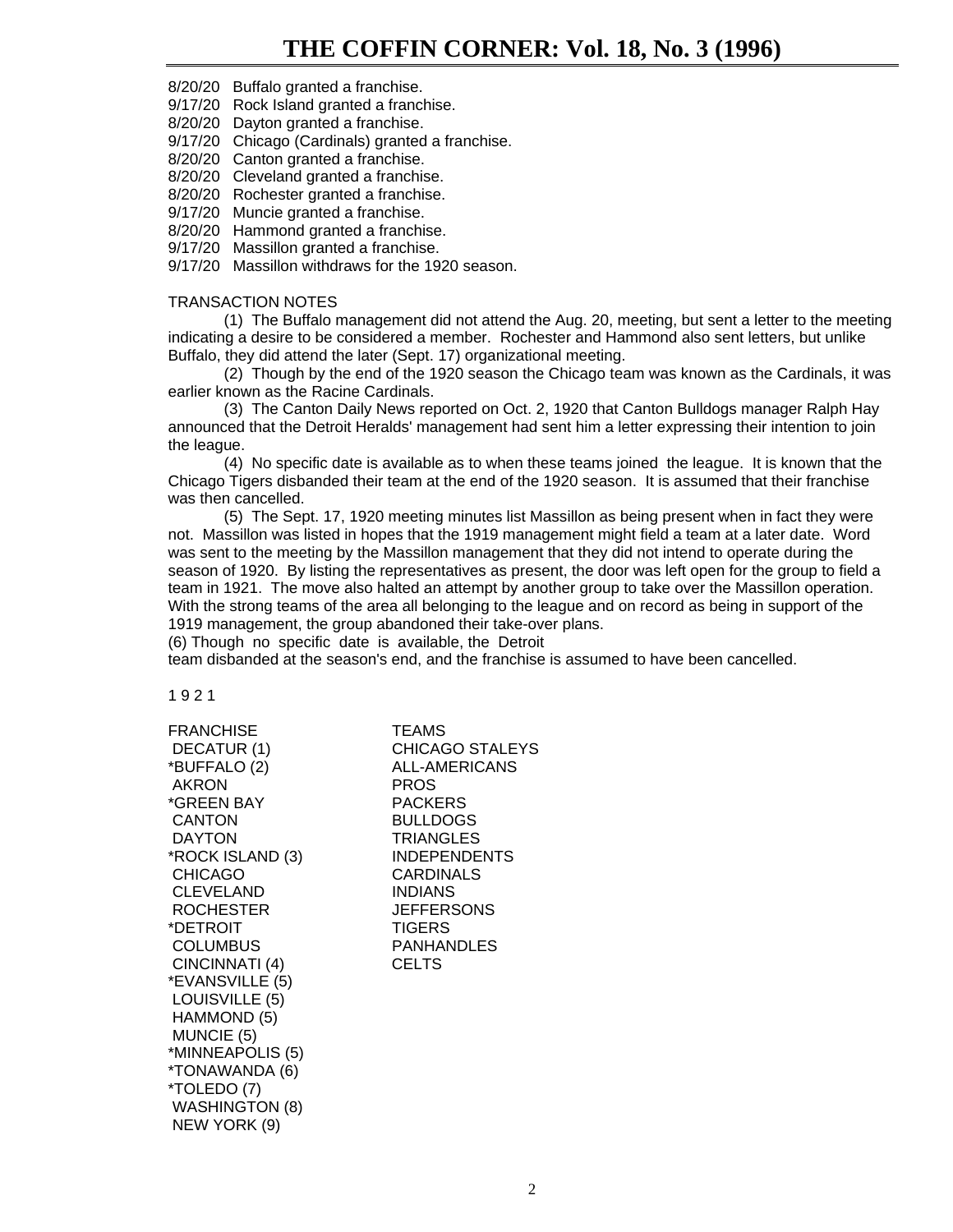8/20/20 Buffalo granted a franchise.
9/17/20 Rock Island granted a franchise.
8/20/20 Dayton granted a franchise.
9/17/20 Chicago (Cardinals) granted a franchise.
8/20/20 Canton granted a franchise.
8/20/20 Cleveland granted a franchise.
8/20/20 Rochester granted a franchise.
9/17/20 Muncie granted a franchise.
8/20/20 Hammond granted a franchise.
9/17/20 Massillon granted a franchise.
9/17/20 Massillon withdraws for the 1920 season.

TRANSACTION NOTES

(1) The Buffalo management did not attend the Aug. 20, meeting, but sent a letter to the meeting indicating a desire to be considered a member. Rochester and Hammond also sent letters, but unlike Buffalo, they did attend the later (Sept. 17) organizational meeting.

(2) Though by the end of the 1920 season the Chicago team was known as the Cardinals, it was earlier known as the Racine Cardinals.

(3) The Canton Daily News reported on Oct. 2, 1920 that Canton Bulldogs manager Ralph Hay announced that the Detroit Heralds' management had sent him a letter expressing their intention to join the league.

(4) No specific date is available as to when these teams joined the league. It is known that the Chicago Tigers disbanded their team at the end of the 1920 season. It is assumed that their franchise was then cancelled.

(5) The Sept. 17, 1920 meeting minutes list Massillon as being present when in fact they were not. Massillon was listed in hopes that the 1919 management might field a team at a later date. Word was sent to the meeting by the Massillon management that they did not intend to operate during the season of 1920. By listing the representatives as present, the door was left open for the group to field a team in 1921. The move also halted an attempt by another group to take over the Massillon operation. With the strong teams of the area all belonging to the league and on record as being in support of the 1919 management, the group abandoned their take-over plans.

(6) Though no specific date is available, the Detroit team disbanded at the season's end, and the franchise is assumed to have been cancelled.

1 9 2 1

| FRANCHISE | TEAMS |
|---|---|
| DECATUR (1) | CHICAGO STALEYS |
| *BUFFALO (2) | ALL-AMERICANS |
| AKRON | PROS |
| *GREEN BAY | PACKERS |
| CANTON | BULLDOGS |
| DAYTON | TRIANGLES |
| *ROCK ISLAND (3) | INDEPENDENTS |
| CHICAGO | CARDINALS |
| CLEVELAND | INDIANS |
| ROCHESTER | JEFFERSONS |
| *DETROIT | TIGERS |
| COLUMBUS | PANHANDLES |
| CINCINNATI (4) | CELTS |
| *EVANSVILLE (5) | |
| LOUISVILLE (5) | |
| HAMMOND (5) | |
| MUNCIE (5) | |
| *MINNEAPOLIS (5) | |
| *TONAWANDA (6) | |
| *TOLEDO (7) | |
| WASHINGTON (8) | |
| NEW YORK (9) | |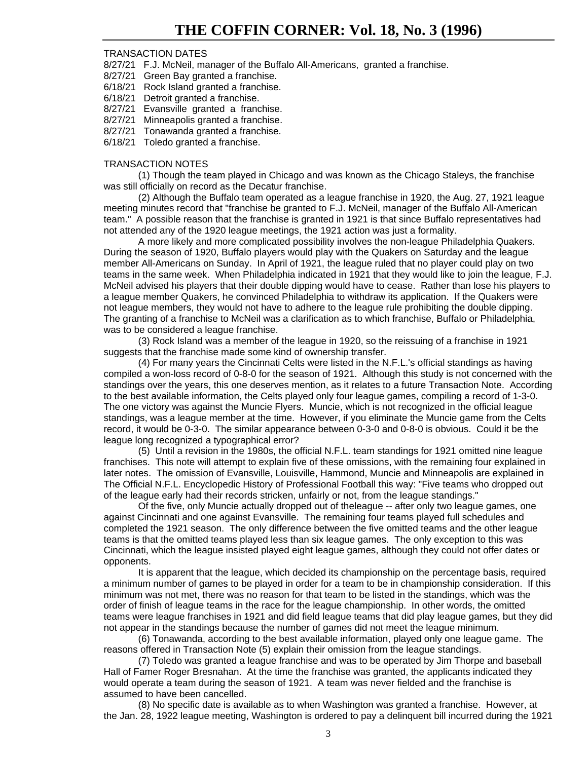TRANSACTION DATES

8/27/21 F.J. McNeil, manager of the Buffalo All-Americans, granted a franchise.
8/27/21 Green Bay granted a franchise.
6/18/21 Rock Island granted a franchise.
6/18/21 Detroit granted a franchise.
8/27/21 Evansville granted a franchise.
8/27/21 Minneapolis granted a franchise.
8/27/21 Tonawanda granted a franchise.
6/18/21 Toledo granted a franchise.

TRANSACTION NOTES

(1) Though the team played in Chicago and was known as the Chicago Staleys, the franchise was still officially on record as the Decatur franchise.

(2) Although the Buffalo team operated as a league franchise in 1920, the Aug. 27, 1921 league meeting minutes record that "franchise be granted to F.J. McNeil, manager of the Buffalo All-American team." A possible reason that the franchise is granted in 1921 is that since Buffalo representatives had not attended any of the 1920 league meetings, the 1921 action was just a formality.

A more likely and more complicated possibility involves the non-league Philadelphia Quakers. During the season of 1920, Buffalo players would play with the Quakers on Saturday and the league member All-Americans on Sunday. In April of 1921, the league ruled that no player could play on two teams in the same week. When Philadelphia indicated in 1921 that they would like to join the league, F.J. McNeil advised his players that their double dipping would have to cease. Rather than lose his players to a league member Quakers, he convinced Philadelphia to withdraw its application. If the Quakers were not league members, they would not have to adhere to the league rule prohibiting the double dipping. The granting of a franchise to McNeil was a clarification as to which franchise, Buffalo or Philadelphia, was to be considered a league franchise.

(3) Rock Island was a member of the league in 1920, so the reissuing of a franchise in 1921 suggests that the franchise made some kind of ownership transfer.

(4) For many years the Cincinnati Celts were listed in the N.F.L.'s official standings as having compiled a won-loss record of 0-8-0 for the season of 1921. Although this study is not concerned with the standings over the years, this one deserves mention, as it relates to a future Transaction Note. According to the best available information, the Celts played only four league games, compiling a record of 1-3-0. The one victory was against the Muncie Flyers. Muncie, which is not recognized in the official league standings, was a league member at the time. However, if you eliminate the Muncie game from the Celts record, it would be 0-3-0. The similar appearance between 0-3-0 and 0-8-0 is obvious. Could it be the league long recognized a typographical error?

(5) Until a revision in the 1980s, the official N.F.L. team standings for 1921 omitted nine league franchises. This note will attempt to explain five of these omissions, with the remaining four explained in later notes. The omission of Evansville, Louisville, Hammond, Muncie and Minneapolis are explained in The Official N.F.L. Encyclopedic History of Professional Football this way: "Five teams who dropped out of the league early had their records stricken, unfairly or not, from the league standings."

Of the five, only Muncie actually dropped out of theleague -- after only two league games, one against Cincinnati and one against Evansville. The remaining four teams played full schedules and completed the 1921 season. The only difference between the five omitted teams and the other league teams is that the omitted teams played less than six league games. The only exception to this was Cincinnati, which the league insisted played eight league games, although they could not offer dates or opponents.

It is apparent that the league, which decided its championship on the percentage basis, required a minimum number of games to be played in order for a team to be in championship consideration. If this minimum was not met, there was no reason for that team to be listed in the standings, which was the order of finish of league teams in the race for the league championship. In other words, the omitted teams were league franchises in 1921 and did field league teams that did play league games, but they did not appear in the standings because the number of games did not meet the league minimum.

(6) Tonawanda, according to the best available information, played only one league game. The reasons offered in Transaction Note (5) explain their omission from the league standings.

(7) Toledo was granted a league franchise and was to be operated by Jim Thorpe and baseball Hall of Famer Roger Bresnahan. At the time the franchise was granted, the applicants indicated they would operate a team during the season of 1921. A team was never fielded and the franchise is assumed to have been cancelled.

(8) No specific date is available as to when Washington was granted a franchise. However, at the Jan. 28, 1922 league meeting, Washington is ordered to pay a delinquent bill incurred during the 1921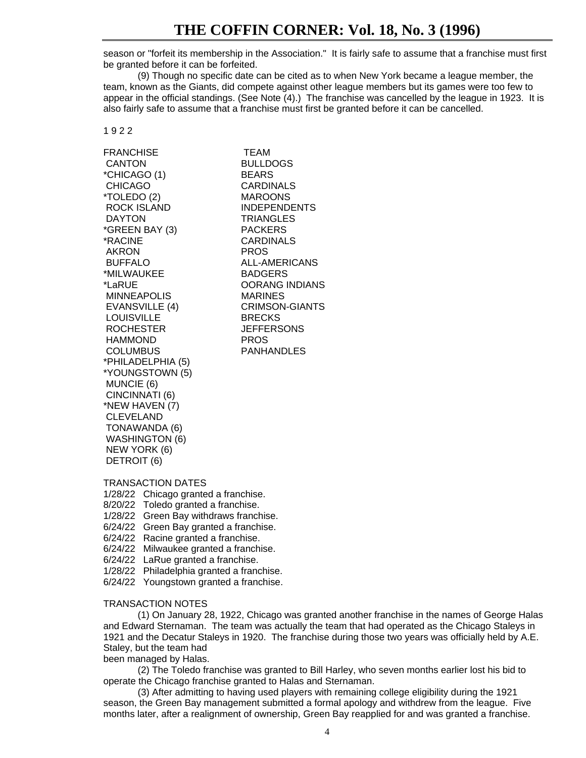season or "forfeit its membership in the Association." It is fairly safe to assume that a franchise must first be granted before it can be forfeited.

(9) Though no specific date can be cited as to when New York became a league member, the team, known as the Giants, did compete against other league members but its games were too few to appear in the official standings. (See Note (4).) The franchise was cancelled by the league in 1923. It is also fairly safe to assume that a franchise must first be granted before it can be cancelled.

1 9 2 2

| FRANCHISE | TEAM |
|---|---|
| CANTON | BULLDOGS |
| *CHICAGO (1) | BEARS |
| CHICAGO | CARDINALS |
| *TOLEDO (2) | MAROONS |
| ROCK ISLAND | INDEPENDENTS |
| DAYTON | TRIANGLES |
| *GREEN BAY (3) | PACKERS |
| *RACINE | CARDINALS |
| AKRON | PROS |
| BUFFALO | ALL-AMERICANS |
| *MILWAUKEE | BADGERS |
| *LaRUE | OORANG INDIANS |
| MINNEAPOLIS | MARINES |
| EVANSVILLE (4) | CRIMSON-GIANTS |
| LOUISVILLE | BRECKS |
| ROCHESTER | JEFFERSONS |
| HAMMOND | PROS |
| COLUMBUS | PANHANDLES |
| *PHILADELPHIA (5) | |
| *YOUNGSTOWN (5) | |
| MUNCIE (6) | |
| CINCINNATI (6) | |
| *NEW HAVEN (7) | |
| CLEVELAND | |
| TONAWANDA (6) | |
| WASHINGTON (6) | |
| NEW YORK (6) | |
| DETROIT (6) | |

TRANSACTION DATES

1/28/22 Chicago granted a franchise.
8/20/22 Toledo granted a franchise.
1/28/22 Green Bay withdraws franchise.
6/24/22 Green Bay granted a franchise.
6/24/22 Racine granted a franchise.
6/24/22 Milwaukee granted a franchise.
6/24/22 LaRue granted a franchise.
1/28/22 Philadelphia granted a franchise.
6/24/22 Youngstown granted a franchise.

TRANSACTION NOTES

(1) On January 28, 1922, Chicago was granted another franchise in the names of George Halas and Edward Sternaman. The team was actually the team that had operated as the Chicago Staleys in 1921 and the Decatur Staleys in 1920. The franchise during those two years was officially held by A.E. Staley, but the team had been managed by Halas.

(2) The Toledo franchise was granted to Bill Harley, who seven months earlier lost his bid to operate the Chicago franchise granted to Halas and Sternaman.

(3) After admitting to having used players with remaining college eligibility during the 1921 season, the Green Bay management submitted a formal apology and withdrew from the league. Five months later, after a realignment of ownership, Green Bay reapplied for and was granted a franchise.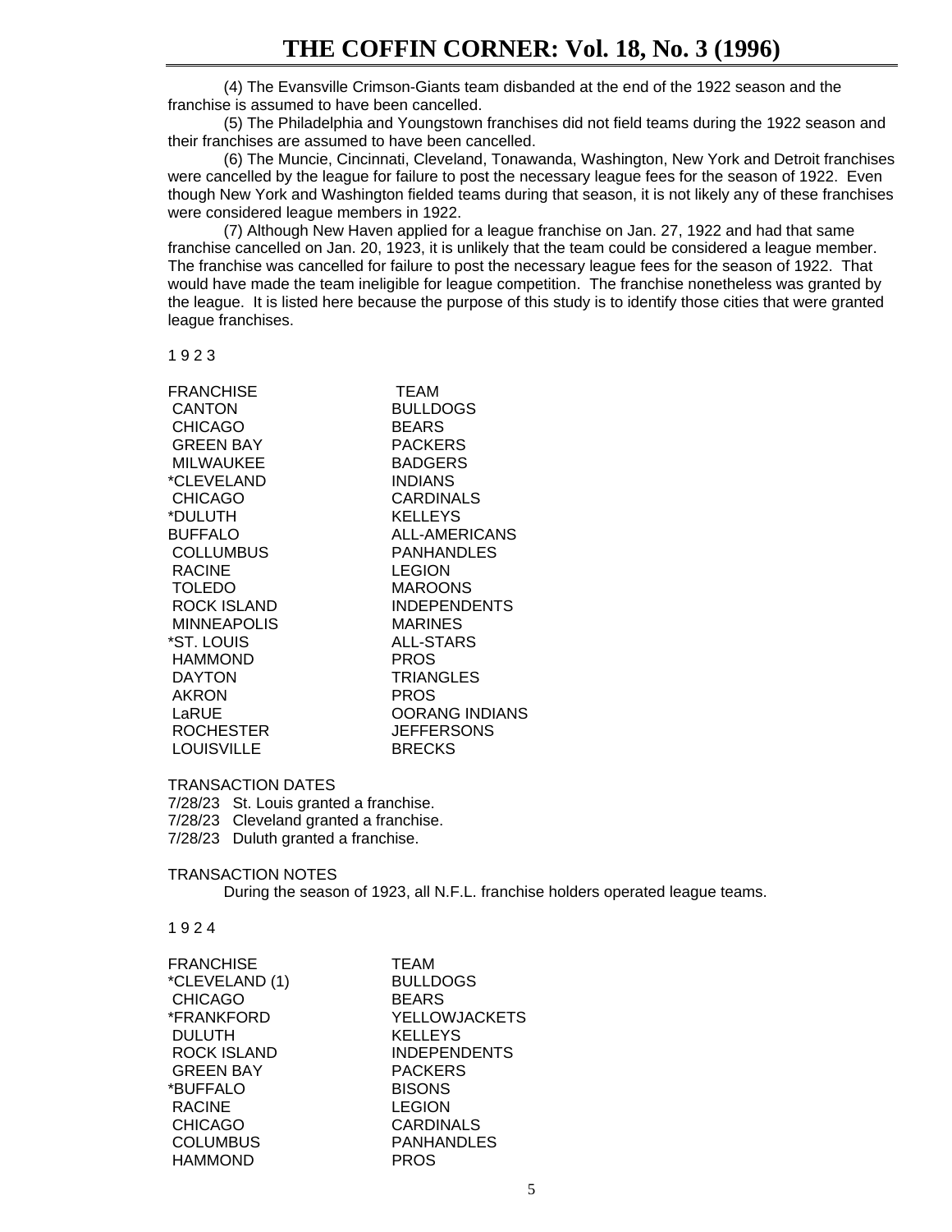(4) The Evansville Crimson-Giants team disbanded at the end of the 1922 season and the franchise is assumed to have been cancelled.

(5) The Philadelphia and Youngstown franchises did not field teams during the 1922 season and their franchises are assumed to have been cancelled.

(6) The Muncie, Cincinnati, Cleveland, Tonawanda, Washington, New York and Detroit franchises were cancelled by the league for failure to post the necessary league fees for the season of 1922. Even though New York and Washington fielded teams during that season, it is not likely any of these franchises were considered league members in 1922.

(7) Although New Haven applied for a league franchise on Jan. 27, 1922 and had that same franchise cancelled on Jan. 20, 1923, it is unlikely that the team could be considered a league member. The franchise was cancelled for failure to post the necessary league fees for the season of 1922. That would have made the team ineligible for league competition. The franchise nonetheless was granted by the league. It is listed here because the purpose of this study is to identify those cities that were granted league franchises.

1 9 2 3

| FRANCHISE | TEAM |
|---|---|
| CANTON | BULLDOGS |
| CHICAGO | BEARS |
| GREEN BAY | PACKERS |
| MILWAUKEE | BADGERS |
| *CLEVELAND | INDIANS |
| CHICAGO | CARDINALS |
| *DULUTH | KELLEYS |
| BUFFALO | ALL-AMERICANS |
| COLLUMBUS | PANHANDLES |
| RACINE | LEGION |
| TOLEDO | MAROONS |
| ROCK ISLAND | INDEPENDENTS |
| MINNEAPOLIS | MARINES |
| *ST. LOUIS | ALL-STARS |
| HAMMOND | PROS |
| DAYTON | TRIANGLES |
| AKRON | PROS |
| LaRUE | OORANG INDIANS |
| ROCHESTER | JEFFERSONS |
| LOUISVILLE | BRECKS |

TRANSACTION DATES

7/28/23 St. Louis granted a franchise.
7/28/23 Cleveland granted a franchise.
7/28/23 Duluth granted a franchise.

TRANSACTION NOTES

During the season of 1923, all N.F.L. franchise holders operated league teams.

1 9 2 4

| FRANCHISE | TEAM |
|---|---|
| *CLEVELAND (1) | BULLDOGS |
| CHICAGO | BEARS |
| *FRANKFORD | YELLOWJACKETS |
| DULUTH | KELLEYS |
| ROCK ISLAND | INDEPENDENTS |
| GREEN BAY | PACKERS |
| *BUFFALO | BISONS |
| RACINE | LEGION |
| CHICAGO | CARDINALS |
| COLUMBUS | PANHANDLES |
| HAMMOND | PROS |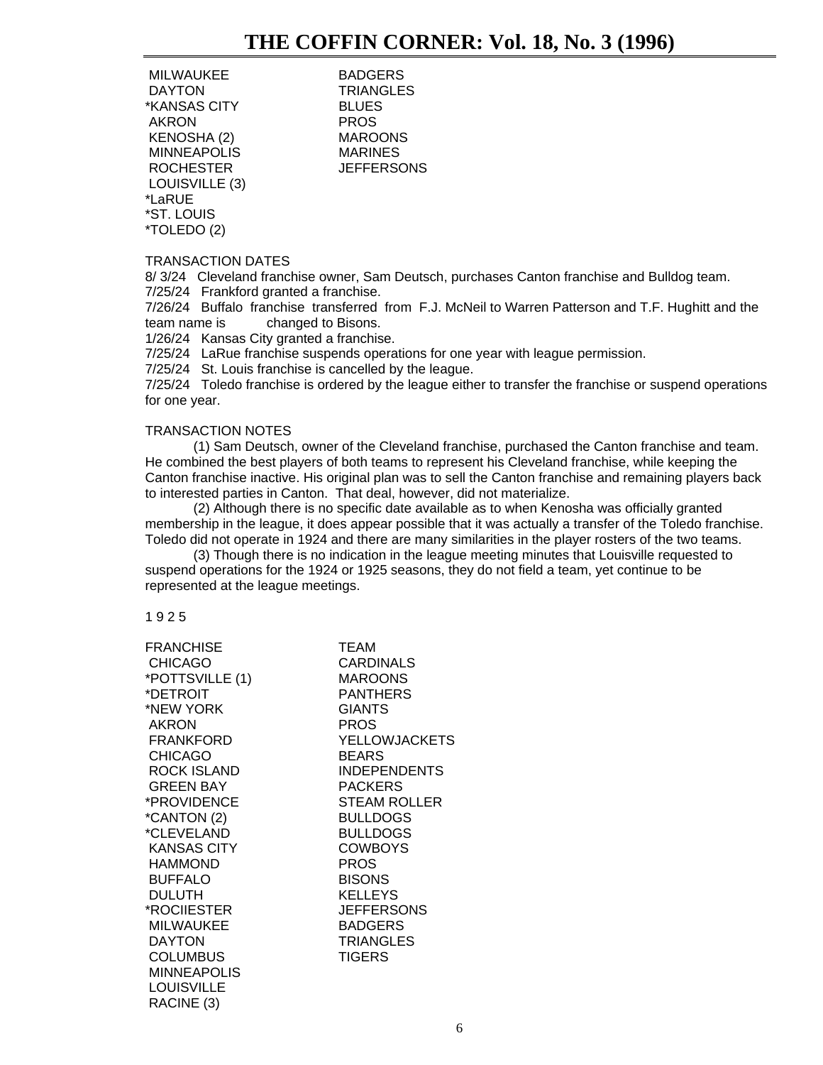| | |
|---|---|
| MILWAUKEE | BADGERS |
| DAYTON | TRIANGLES |
| *KANSAS CITY | BLUES |
| AKRON | PROS |
| KENOSHA (2) | MAROONS |
| MINNEAPOLIS | MARINES |
| ROCHESTER | JEFFERSONS |
| LOUISVILLE (3) | |
| *LaRUE | |
| *ST. LOUIS | |
| *TOLEDO (2) | |

TRANSACTION DATES

8/ 3/24 Cleveland franchise owner, Sam Deutsch, purchases Canton franchise and Bulldog team.
7/25/24 Frankford granted a franchise.
7/26/24 Buffalo franchise transferred from F.J. McNeil to Warren Patterson and T.F. Hughitt and the team name is changed to Bisons.
1/26/24 Kansas City granted a franchise.
7/25/24 LaRue franchise suspends operations for one year with league permission.
7/25/24 St. Louis franchise is cancelled by the league.
7/25/24 Toledo franchise is ordered by the league either to transfer the franchise or suspend operations for one year.

TRANSACTION NOTES

(1) Sam Deutsch, owner of the Cleveland franchise, purchased the Canton franchise and team. He combined the best players of both teams to represent his Cleveland franchise, while keeping the Canton franchise inactive. His original plan was to sell the Canton franchise and remaining players back to interested parties in Canton. That deal, however, did not materialize.

(2) Although there is no specific date available as to when Kenosha was officially granted membership in the league, it does appear possible that it was actually a transfer of the Toledo franchise. Toledo did not operate in 1924 and there are many similarities in the player rosters of the two teams.

(3) Though there is no indication in the league meeting minutes that Louisville requested to suspend operations for the 1924 or 1925 seasons, they do not field a team, yet continue to be represented at the league meetings.

1 9 2 5

| FRANCHISE | TEAM |
|---|---|
| CHICAGO | CARDINALS |
| *POTTSVILLE (1) | MAROONS |
| *DETROIT | PANTHERS |
| *NEW YORK | GIANTS |
| AKRON | PROS |
| FRANKFORD | YELLOWJACKETS |
| CHICAGO | BEARS |
| ROCK ISLAND | INDEPENDENTS |
| GREEN BAY | PACKERS |
| *PROVIDENCE | STEAM ROLLER |
| *CANTON (2) | BULLDOGS |
| *CLEVELAND | BULLDOGS |
| KANSAS CITY | COWBOYS |
| HAMMOND | PROS |
| BUFFALO | BISONS |
| DULUTH | KELLEYS |
| *ROCIIESTER | JEFFERSONS |
| MILWAUKEE | BADGERS |
| DAYTON | TRIANGLES |
| COLUMBUS | TIGERS |
| MINNEAPOLIS | |
| LOUISVILLE | |
| RACINE (3) | |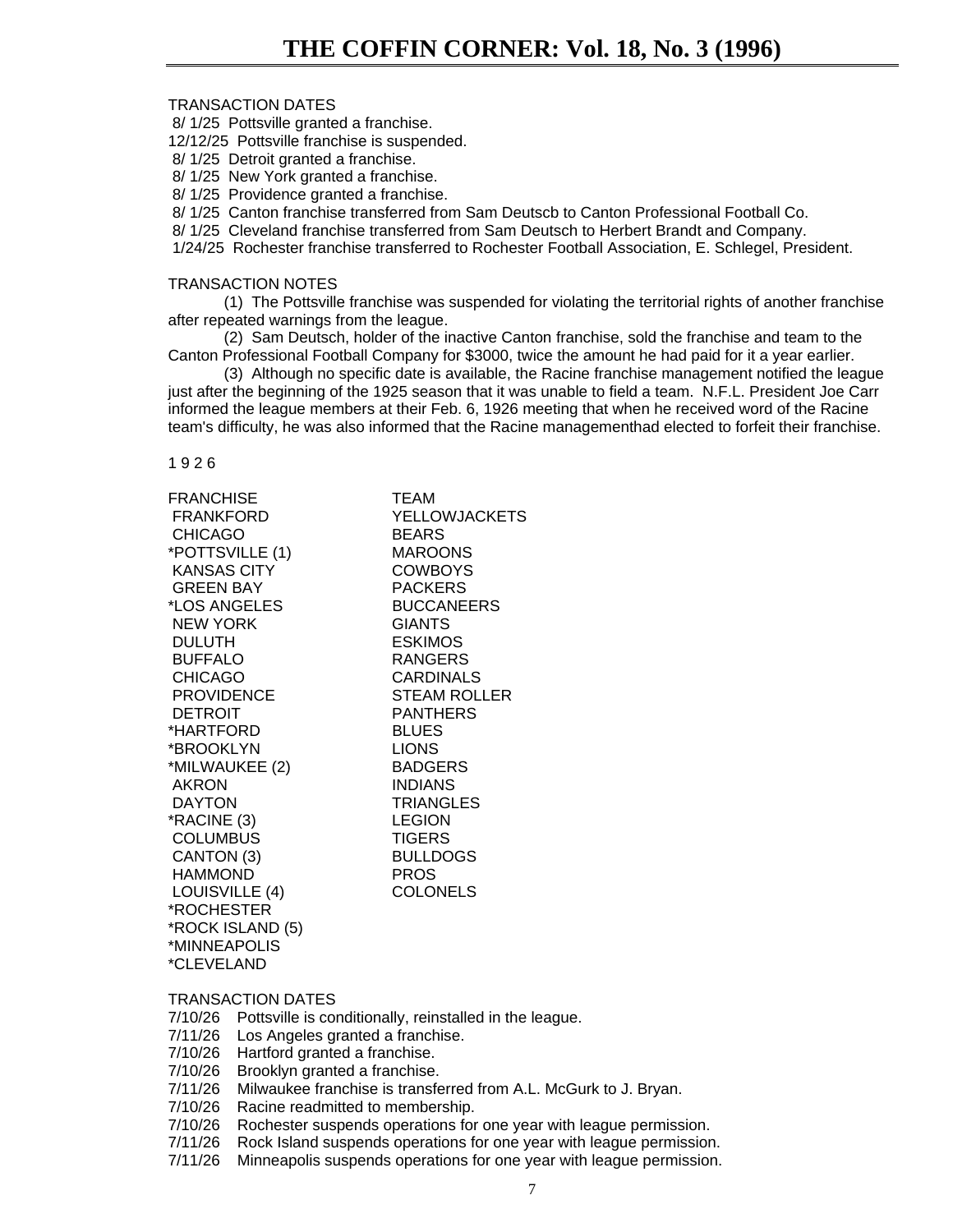TRANSACTION DATES

8/ 1/25  Pottsville granted a franchise.
12/12/25  Pottsville franchise is suspended.
8/ 1/25  Detroit granted a franchise.
8/ 1/25  New York granted a franchise.
8/ 1/25  Providence granted a franchise.
8/ 1/25  Canton franchise transferred from Sam Deutscb to Canton Professional Football Co.
8/ 1/25  Cleveland franchise transferred from Sam Deutsch to Herbert Brandt and Company.
1/24/25  Rochester franchise transferred to Rochester Football Association, E. Schlegel, President.

TRANSACTION NOTES

(1) The Pottsville franchise was suspended for violating the territorial rights of another franchise after repeated warnings from the league.

(2) Sam Deutsch, holder of the inactive Canton franchise, sold the franchise and team to the Canton Professional Football Company for $3000, twice the amount he had paid for it a year earlier.

(3) Although no specific date is available, the Racine franchise management notified the league just after the beginning of the 1925 season that it was unable to field a team. N.F.L. President Joe Carr informed the league members at their Feb. 6, 1926 meeting that when he received word of the Racine team's difficulty, he was also informed that the Racine managementhad elected to forfeit their franchise.

1 9 2 6

| FRANCHISE | TEAM |
|---|---|
| FRANKFORD | YELLOWJACKETS |
| CHICAGO | BEARS |
| *POTTSVILLE (1) | MAROONS |
| KANSAS CITY | COWBOYS |
| GREEN BAY | PACKERS |
| *LOS ANGELES | BUCCANEERS |
| NEW YORK | GIANTS |
| DULUTH | ESKIMOS |
| BUFFALO | RANGERS |
| CHICAGO | CARDINALS |
| PROVIDENCE | STEAM ROLLER |
| DETROIT | PANTHERS |
| *HARTFORD | BLUES |
| *BROOKLYN | LIONS |
| *MILWAUKEE (2) | BADGERS |
| AKRON | INDIANS |
| DAYTON | TRIANGLES |
| *RACINE (3) | LEGION |
| COLUMBUS | TIGERS |
| CANTON (3) | BULLDOGS |
| HAMMOND | PROS |
| LOUISVILLE (4) | COLONELS |
| *ROCHESTER | |
| *ROCK ISLAND (5) | |
| *MINNEAPOLIS | |
| *CLEVELAND | |

TRANSACTION DATES

7/10/26  Pottsville is conditionally, reinstalled in the league.
7/11/26  Los Angeles granted a franchise.
7/10/26  Hartford granted a franchise.
7/10/26  Brooklyn granted a franchise.
7/11/26  Milwaukee franchise is transferred from A.L. McGurk to J. Bryan.
7/10/26  Racine readmitted to membership.
7/10/26  Rochester suspends operations for one year with league permission.
7/11/26  Rock Island suspends operations for one year with league permission.
7/11/26  Minneapolis suspends operations for one year with league permission.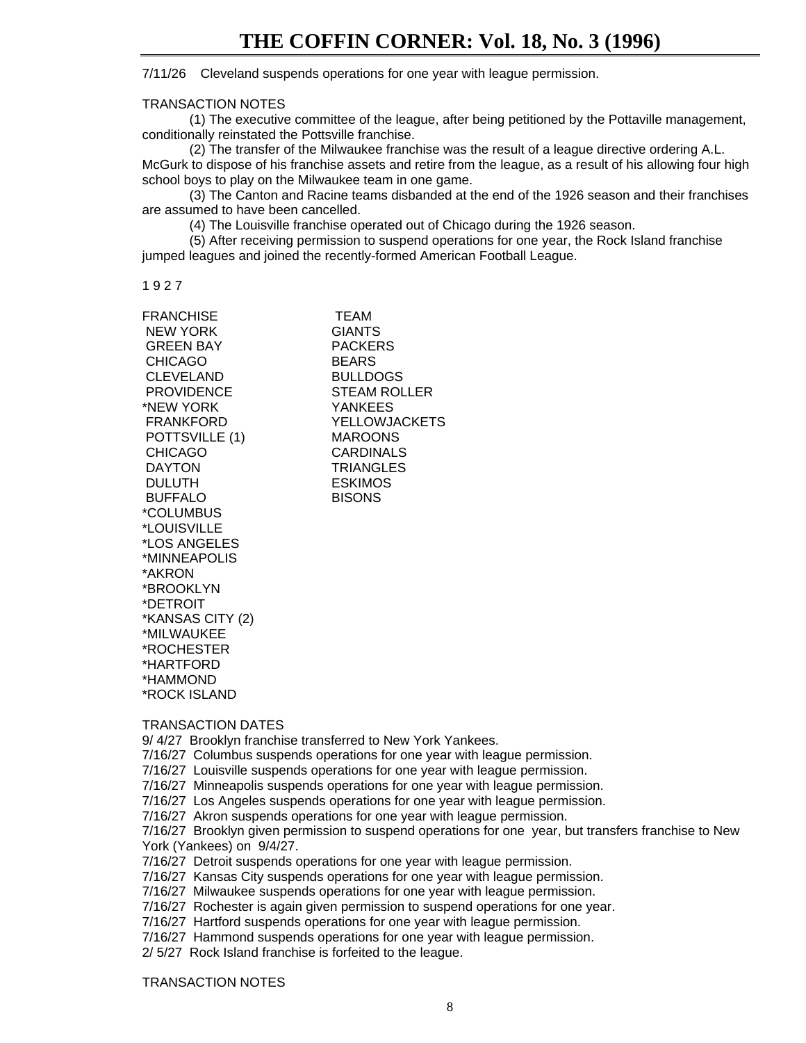7/11/26 Cleveland suspends operations for one year with league permission.

TRANSACTION NOTES

(1) The executive committee of the league, after being petitioned by the Pottaville management, conditionally reinstated the Pottsville franchise.

(2) The transfer of the Milwaukee franchise was the result of a league directive ordering A.L. McGurk to dispose of his franchise assets and retire from the league, as a result of his allowing four high school boys to play on the Milwaukee team in one game.

(3) The Canton and Racine teams disbanded at the end of the 1926 season and their franchises are assumed to have been cancelled.

(4) The Louisville franchise operated out of Chicago during the 1926 season.

(5) After receiving permission to suspend operations for one year, the Rock Island franchise jumped leagues and joined the recently-formed American Football League.

1 9 2 7

| FRANCHISE | TEAM |
|---|---|
| NEW YORK | GIANTS |
| GREEN BAY | PACKERS |
| CHICAGO | BEARS |
| CLEVELAND | BULLDOGS |
| PROVIDENCE | STEAM ROLLER |
| *NEW YORK | YANKEES |
| FRANKFORD | YELLOWJACKETS |
| POTTSVILLE (1) | MAROONS |
| CHICAGO | CARDINALS |
| DAYTON | TRIANGLES |
| DULUTH | ESKIMOS |
| BUFFALO | BISONS |
| *COLUMBUS | |
| *LOUISVILLE | |
| *LOS ANGELES | |
| *MINNEAPOLIS | |
| *AKRON | |
| *BROOKLYN | |
| *DETROIT | |
| *KANSAS CITY (2) | |
| *MILWAUKEE | |
| *ROCHESTER | |
| *HARTFORD | |
| *HAMMOND | |
| *ROCK ISLAND | |

TRANSACTION DATES

9/ 4/27 Brooklyn franchise transferred to New York Yankees.
7/16/27 Columbus suspends operations for one year with league permission.
7/16/27 Louisville suspends operations for one year with league permission.
7/16/27 Minneapolis suspends operations for one year with league permission.
7/16/27 Los Angeles suspends operations for one year with league permission.
7/16/27 Akron suspends operations for one year with league permission.
7/16/27 Brooklyn given permission to suspend operations for one year, but transfers franchise to New York (Yankees) on 9/4/27.
7/16/27 Detroit suspends operations for one year with league permission.
7/16/27 Kansas City suspends operations for one year with league permission.
7/16/27 Milwaukee suspends operations for one year with league permission.
7/16/27 Rochester is again given permission to suspend operations for one year.
7/16/27 Hartford suspends operations for one year with league permission.
7/16/27 Hammond suspends operations for one year with league permission.
2/ 5/27 Rock Island franchise is forfeited to the league.

TRANSACTION NOTES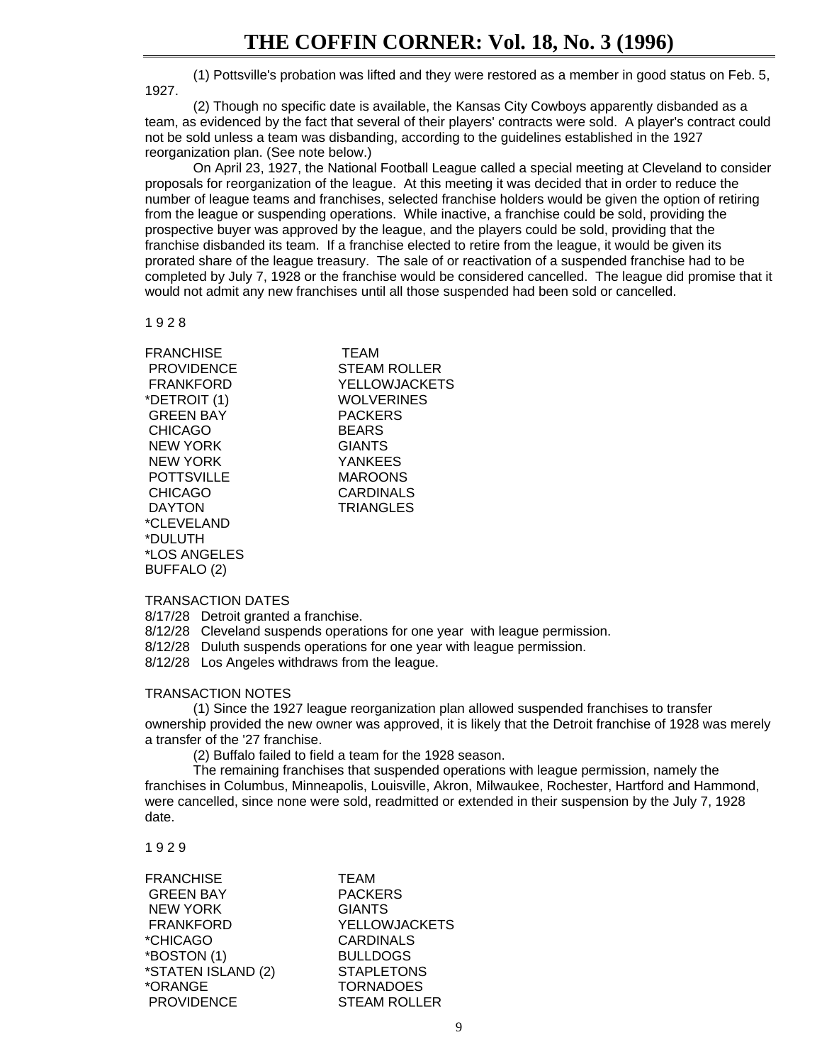(1) Pottsville's probation was lifted and they were restored as a member in good status on Feb. 5, 1927.

(2) Though no specific date is available, the Kansas City Cowboys apparently disbanded as a team, as evidenced by the fact that several of their players' contracts were sold. A player's contract could not be sold unless a team was disbanding, according to the guidelines established in the 1927 reorganization plan. (See note below.)

On April 23, 1927, the National Football League called a special meeting at Cleveland to consider proposals for reorganization of the league. At this meeting it was decided that in order to reduce the number of league teams and franchises, selected franchise holders would be given the option of retiring from the league or suspending operations. While inactive, a franchise could be sold, providing the prospective buyer was approved by the league, and the players could be sold, providing that the franchise disbanded its team. If a franchise elected to retire from the league, it would be given its prorated share of the league treasury. The sale of or reactivation of a suspended franchise had to be completed by July 7, 1928 or the franchise would be considered cancelled. The league did promise that it would not admit any new franchises until all those suspended had been sold or cancelled.

## 1 9 2 8

| FRANCHISE | TEAM |
|---|---|
| PROVIDENCE | STEAM ROLLER |
| FRANKFORD | YELLOWJACKETS |
| *DETROIT (1) | WOLVERINES |
| GREEN BAY | PACKERS |
| CHICAGO | BEARS |
| NEW YORK | GIANTS |
| NEW YORK | YANKEES |
| POTTSVILLE | MAROONS |
| CHICAGO | CARDINALS |
| DAYTON | TRIANGLES |
| *CLEVELAND | |
| *DULUTH | |
| *LOS ANGELES | |
| BUFFALO (2) | |

TRANSACTION DATES

8/17/28 Detroit granted a franchise.
8/12/28 Cleveland suspends operations for one year with league permission.
8/12/28 Duluth suspends operations for one year with league permission.
8/12/28 Los Angeles withdraws from the league.

TRANSACTION NOTES

(1) Since the 1927 league reorganization plan allowed suspended franchises to transfer ownership provided the new owner was approved, it is likely that the Detroit franchise of 1928 was merely a transfer of the '27 franchise.

(2) Buffalo failed to field a team for the 1928 season.

The remaining franchises that suspended operations with league permission, namely the franchises in Columbus, Minneapolis, Louisville, Akron, Milwaukee, Rochester, Hartford and Hammond, were cancelled, since none were sold, readmitted or extended in their suspension by the July 7, 1928 date.

## 1 9 2 9

| FRANCHISE | TEAM |
|---|---|
| GREEN BAY | PACKERS |
| NEW YORK | GIANTS |
| FRANKFORD | YELLOWJACKETS |
| *CHICAGO | CARDINALS |
| *BOSTON (1) | BULLDOGS |
| *STATEN ISLAND (2) | STAPLETONS |
| *ORANGE | TORNADOES |
| PROVIDENCE | STEAM ROLLER |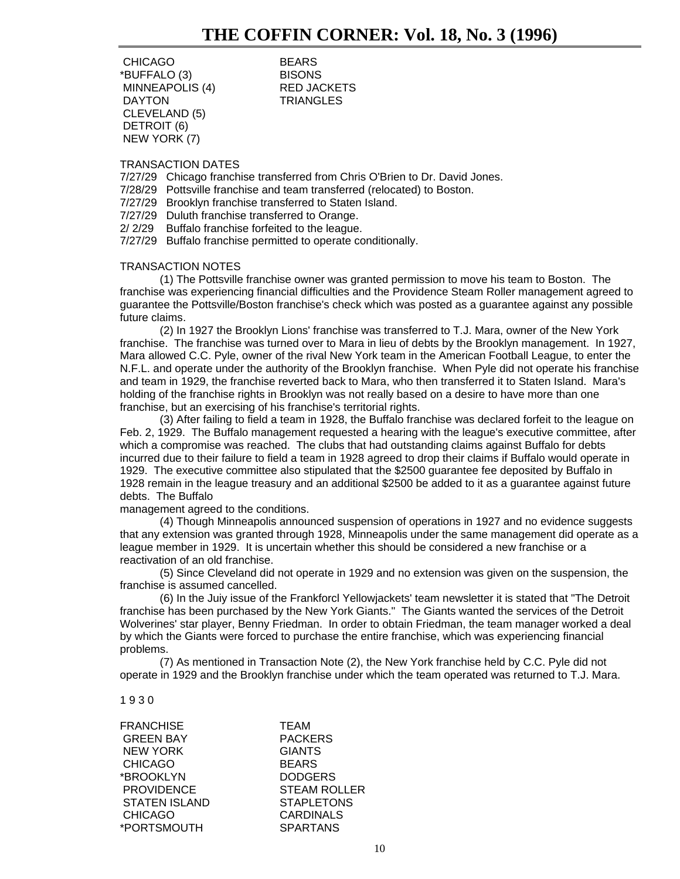| | |
|---|---|
| CHICAGO | BEARS |
| *BUFFALO (3) | BISONS |
| MINNEAPOLIS (4) | RED JACKETS |
| DAYTON | TRIANGLES |
| CLEVELAND (5) | |
| DETROIT (6) | |
| NEW YORK (7) | |

TRANSACTION DATES

7/27/29 Chicago franchise transferred from Chris O'Brien to Dr. David Jones.
7/28/29 Pottsville franchise and team transferred (relocated) to Boston.
7/27/29 Brooklyn franchise transferred to Staten Island.
7/27/29 Duluth franchise transferred to Orange.
2/ 2/29 Buffalo franchise forfeited to the league.
7/27/29 Buffalo franchise permitted to operate conditionally.

TRANSACTION NOTES

(1) The Pottsville franchise owner was granted permission to move his team to Boston. The franchise was experiencing financial difficulties and the Providence Steam Roller management agreed to guarantee the Pottsville/Boston franchise's check which was posted as a guarantee against any possible future claims.

(2) In 1927 the Brooklyn Lions' franchise was transferred to T.J. Mara, owner of the New York franchise. The franchise was turned over to Mara in lieu of debts by the Brooklyn management. In 1927, Mara allowed C.C. Pyle, owner of the rival New York team in the American Football League, to enter the N.F.L. and operate under the authority of the Brooklyn franchise. When Pyle did not operate his franchise and team in 1929, the franchise reverted back to Mara, who then transferred it to Staten Island. Mara's holding of the franchise rights in Brooklyn was not really based on a desire to have more than one franchise, but an exercising of his franchise's territorial rights.

(3) After failing to field a team in 1928, the Buffalo franchise was declared forfeit to the league on Feb. 2, 1929. The Buffalo management requested a hearing with the league's executive committee, after which a compromise was reached. The clubs that had outstanding claims against Buffalo for debts incurred due to their failure to field a team in 1928 agreed to drop their claims if Buffalo would operate in 1929. The executive committee also stipulated that the $2500 guarantee fee deposited by Buffalo in 1928 remain in the league treasury and an additional $2500 be added to it as a guarantee against future debts. The Buffalo management agreed to the conditions.

(4) Though Minneapolis announced suspension of operations in 1927 and no evidence suggests that any extension was granted through 1928, Minneapolis under the same management did operate as a league member in 1929. It is uncertain whether this should be considered a new franchise or a reactivation of an old franchise.

(5) Since Cleveland did not operate in 1929 and no extension was given on the suspension, the franchise is assumed cancelled.

(6) In the Juiy issue of the Frankforcl Yellowjackets' team newsletter it is stated that "The Detroit franchise has been purchased by the New York Giants." The Giants wanted the services of the Detroit Wolverines' star player, Benny Friedman. In order to obtain Friedman, the team manager worked a deal by which the Giants were forced to purchase the entire franchise, which was experiencing financial problems.

(7) As mentioned in Transaction Note (2), the New York franchise held by C.C. Pyle did not operate in 1929 and the Brooklyn franchise under which the team operated was returned to T.J. Mara.

1 9 3 0

| FRANCHISE | TEAM |
|---|---|
| GREEN BAY | PACKERS |
| NEW YORK | GIANTS |
| CHICAGO | BEARS |
| *BROOKLYN | DODGERS |
| PROVIDENCE | STEAM ROLLER |
| STATEN ISLAND | STAPLETONS |
| CHICAGO | CARDINALS |
| *PORTSMOUTH | SPARTANS |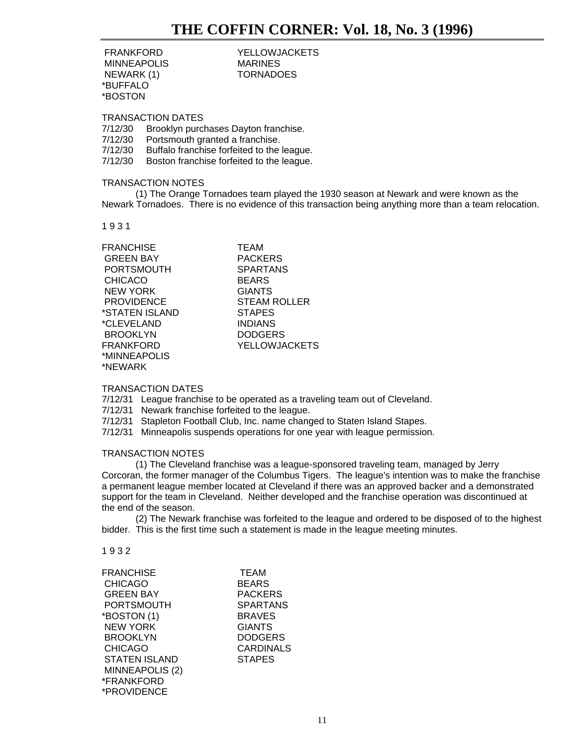| | |
|---|---|
| FRANKFORD | YELLOWJACKETS |
| MINNEAPOLIS | MARINES |
| NEWARK (1) | TORNADOES |
| *BUFFALO | |
| *BOSTON | |

TRANSACTION DATES

7/12/30 Brooklyn purchases Dayton franchise.
7/12/30 Portsmouth granted a franchise.
7/12/30 Buffalo franchise forfeited to the league.
7/12/30 Boston franchise forfeited to the league.

TRANSACTION NOTES

(1) The Orange Tornadoes team played the 1930 season at Newark and were known as the Newark Tornadoes. There is no evidence of this transaction being anything more than a team relocation.

1 9 3 1

| FRANCHISE | TEAM |
|---|---|
| GREEN BAY | PACKERS |
| PORTSMOUTH | SPARTANS |
| CHICACO | BEARS |
| NEW YORK | GIANTS |
| PROVIDENCE | STEAM ROLLER |
| *STATEN ISLAND | STAPES |
| *CLEVELAND | INDIANS |
| BROOKLYN | DODGERS |
| FRANKFORD | YELLOWJACKETS |
| *MINNEAPOLIS | |
| *NEWARK | |

TRANSACTION DATES

7/12/31 League franchise to be operated as a traveling team out of Cleveland.
7/12/31 Newark franchise forfeited to the league.
7/12/31 Stapleton Football Club, Inc. name changed to Staten Island Stapes.
7/12/31 Minneapolis suspends operations for one year with league permission.

TRANSACTION NOTES

(1) The Cleveland franchise was a league-sponsored traveling team, managed by Jerry Corcoran, the former manager of the Columbus Tigers. The league's intention was to make the franchise a permanent league member located at Cleveland if there was an approved backer and a demonstrated support for the team in Cleveland. Neither developed and the franchise operation was discontinued at the end of the season.

(2) The Newark franchise was forfeited to the league and ordered to be disposed of to the highest bidder. This is the first time such a statement is made in the league meeting minutes.

1 9 3 2

| FRANCHISE | TEAM |
|---|---|
| CHICAGO | BEARS |
| GREEN BAY | PACKERS |
| PORTSMOUTH | SPARTANS |
| *BOSTON (1) | BRAVES |
| NEW YORK | GIANTS |
| BROOKLYN | DODGERS |
| CHICAGO | CARDINALS |
| STATEN ISLAND | STAPES |
| MINNEAPOLIS (2) | |
| *FRANKFORD | |
| *PROVIDENCE | |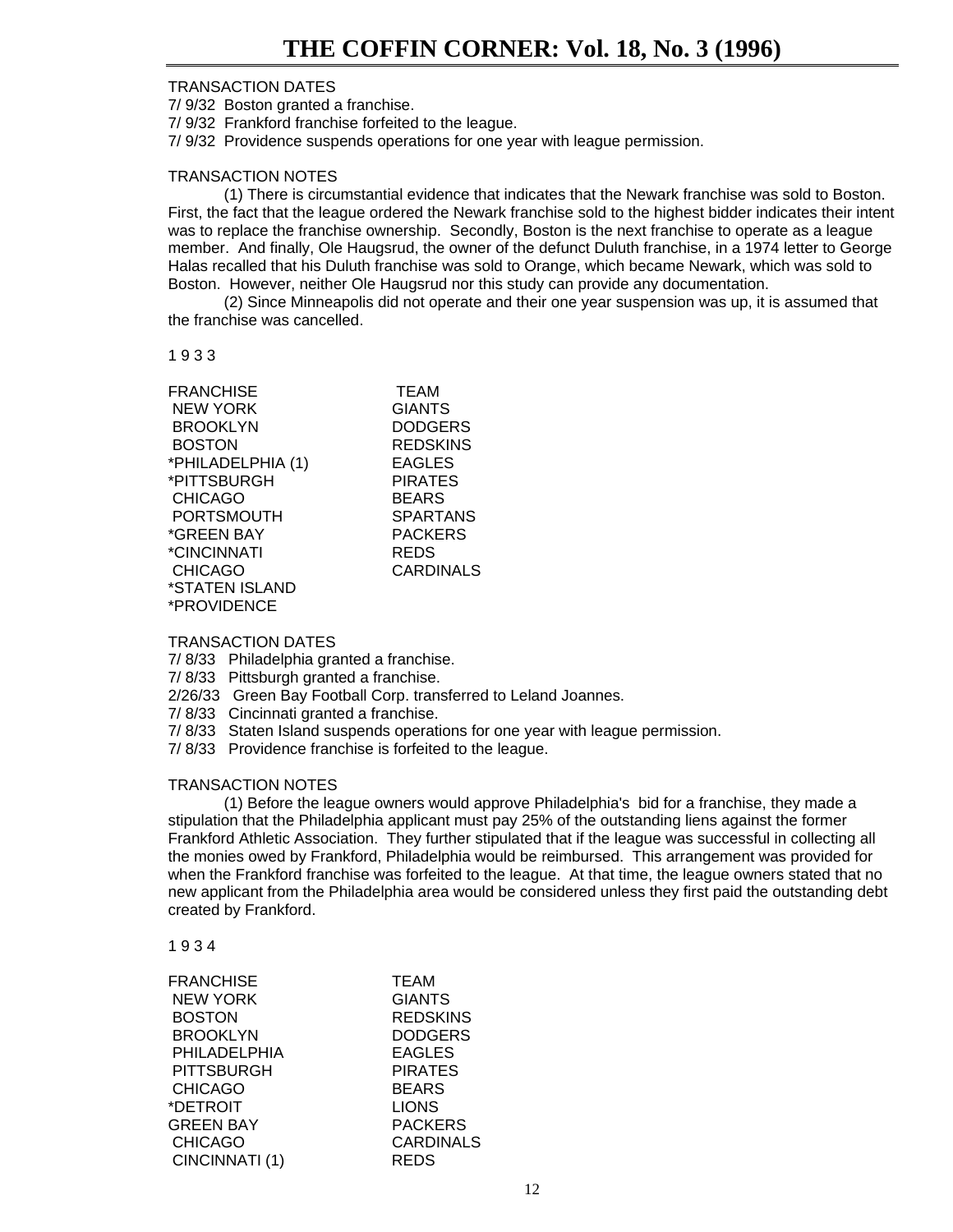TRANSACTION DATES

7/ 9/32 Boston granted a franchise.
7/ 9/32 Frankford franchise forfeited to the league.
7/ 9/32 Providence suspends operations for one year with league permission.

TRANSACTION NOTES

(1) There is circumstantial evidence that indicates that the Newark franchise was sold to Boston. First, the fact that the league ordered the Newark franchise sold to the highest bidder indicates their intent was to replace the franchise ownership. Secondly, Boston is the next franchise to operate as a league member. And finally, Ole Haugsrud, the owner of the defunct Duluth franchise, in a 1974 letter to George Halas recalled that his Duluth franchise was sold to Orange, which became Newark, which was sold to Boston. However, neither Ole Haugsrud nor this study can provide any documentation.

(2) Since Minneapolis did not operate and their one year suspension was up, it is assumed that the franchise was cancelled.

1 9 3 3

| FRANCHISE | TEAM |
|---|---|
| NEW YORK | GIANTS |
| BROOKLYN | DODGERS |
| BOSTON | REDSKINS |
| *PHILADELPHIA (1) | EAGLES |
| *PITTSBURGH | PIRATES |
| CHICAGO | BEARS |
| PORTSMOUTH | SPARTANS |
| *GREEN BAY | PACKERS |
| *CINCINNATI | REDS |
| CHICAGO | CARDINALS |
| *STATEN ISLAND | |
| *PROVIDENCE | |

TRANSACTION DATES

7/ 8/33 Philadelphia granted a franchise.
7/ 8/33 Pittsburgh granted a franchise.
2/26/33 Green Bay Football Corp. transferred to Leland Joannes.
7/ 8/33 Cincinnati granted a franchise.
7/ 8/33 Staten Island suspends operations for one year with league permission.
7/ 8/33 Providence franchise is forfeited to the league.

TRANSACTION NOTES

(1) Before the league owners would approve Philadelphia's bid for a franchise, they made a stipulation that the Philadelphia applicant must pay 25% of the outstanding liens against the former Frankford Athletic Association. They further stipulated that if the league was successful in collecting all the monies owed by Frankford, Philadelphia would be reimbursed. This arrangement was provided for when the Frankford franchise was forfeited to the league. At that time, the league owners stated that no new applicant from the Philadelphia area would be considered unless they first paid the outstanding debt created by Frankford.

1 9 3 4

| FRANCHISE | TEAM |
|---|---|
| NEW YORK | GIANTS |
| BOSTON | REDSKINS |
| BROOKLYN | DODGERS |
| PHILADELPHIA | EAGLES |
| PITTSBURGH | PIRATES |
| CHICAGO | BEARS |
| *DETROIT | LIONS |
| GREEN BAY | PACKERS |
| CHICAGO | CARDINALS |
| CINCINNATI (1) | REDS |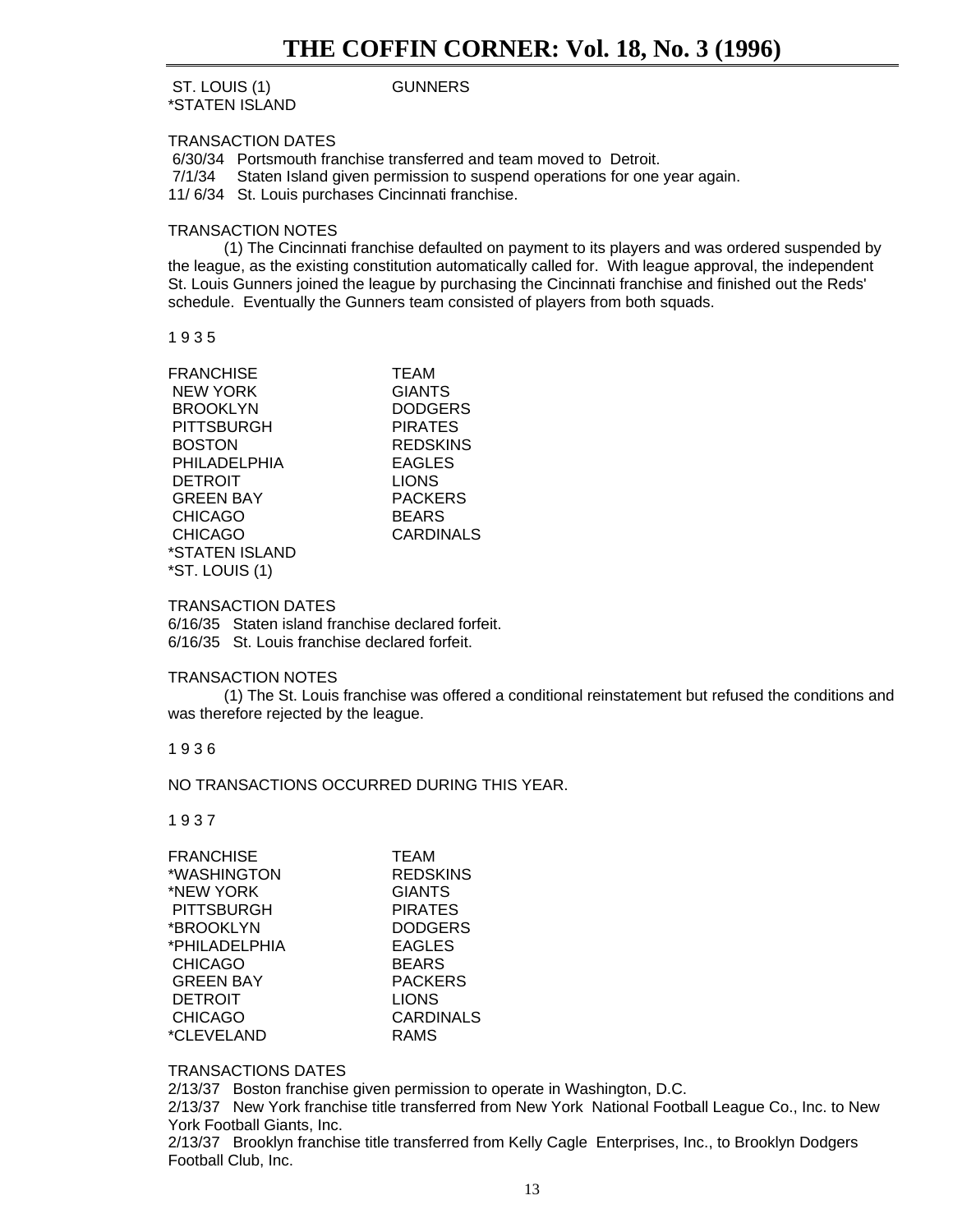| | |
|---|---|
| ST. LOUIS (1) | GUNNERS |
| *STATEN ISLAND | |

TRANSACTION DATES

6/30/34 Portsmouth franchise transferred and team moved to Detroit.
7/1/34 Staten Island given permission to suspend operations for one year again.
11/ 6/34 St. Louis purchases Cincinnati franchise.

TRANSACTION NOTES

(1) The Cincinnati franchise defaulted on payment to its players and was ordered suspended by the league, as the existing constitution automatically called for. With league approval, the independent St. Louis Gunners joined the league by purchasing the Cincinnati franchise and finished out the Reds' schedule. Eventually the Gunners team consisted of players from both squads.

1 9 3 5

| FRANCHISE | TEAM |
|---|---|
| NEW YORK | GIANTS |
| BROOKLYN | DODGERS |
| PITTSBURGH | PIRATES |
| BOSTON | REDSKINS |
| PHILADELPHIA | EAGLES |
| DETROIT | LIONS |
| GREEN BAY | PACKERS |
| CHICAGO | BEARS |
| CHICAGO | CARDINALS |
| *STATEN ISLAND | |
| *ST. LOUIS (1) | |

TRANSACTION DATES

6/16/35 Staten island franchise declared forfeit.
6/16/35 St. Louis franchise declared forfeit.

TRANSACTION NOTES

(1) The St. Louis franchise was offered a conditional reinstatement but refused the conditions and was therefore rejected by the league.

1 9 3 6

NO TRANSACTIONS OCCURRED DURING THIS YEAR.

1 9 3 7

| FRANCHISE | TEAM |
|---|---|
| *WASHINGTON | REDSKINS |
| *NEW YORK | GIANTS |
| PITTSBURGH | PIRATES |
| *BROOKLYN | DODGERS |
| *PHILADELPHIA | EAGLES |
| CHICAGO | BEARS |
| GREEN BAY | PACKERS |
| DETROIT | LIONS |
| CHICAGO | CARDINALS |
| *CLEVELAND | RAMS |

TRANSACTIONS DATES

2/13/37 Boston franchise given permission to operate in Washington, D.C.
2/13/37 New York franchise title transferred from New York National Football League Co., Inc. to New York Football Giants, Inc.
2/13/37 Brooklyn franchise title transferred from Kelly Cagle Enterprises, Inc., to Brooklyn Dodgers Football Club, Inc.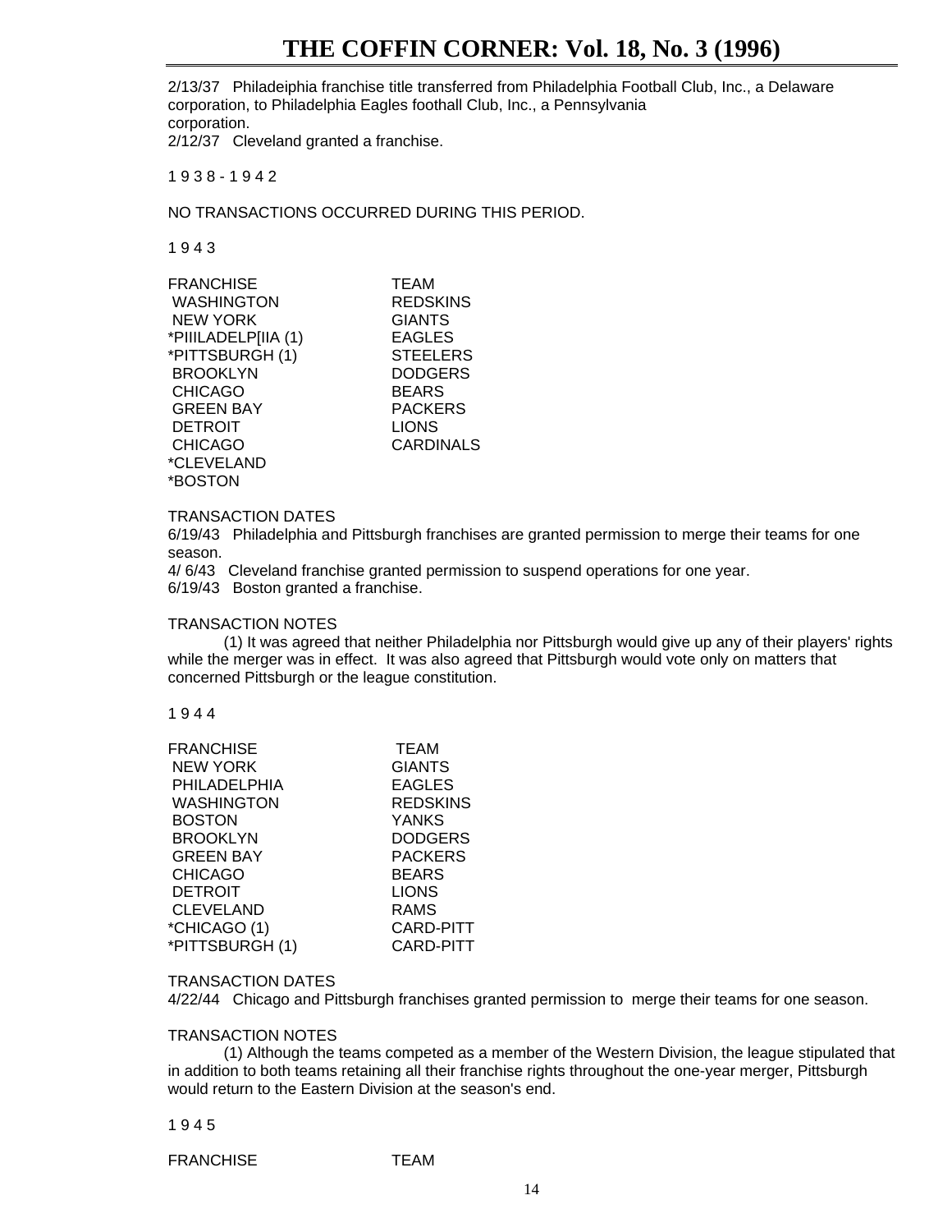2/13/37 Philadeiphia franchise title transferred from Philadelphia Football Club, Inc., a Delaware corporation, to Philadelphia Eagles foothall Club, Inc., a Pennsylvania corporation.
2/12/37 Cleveland granted a franchise.

1 9 3 8 - 1 9 4 2

NO TRANSACTIONS OCCURRED DURING THIS PERIOD.

1 9 4 3

| FRANCHISE | TEAM |
|---|---|
| WASHINGTON | REDSKINS |
| NEW YORK | GIANTS |
| *PIIILADELP[IIA (1) | EAGLES |
| *PITTSBURGH (1) | STEELERS |
| BROOKLYN | DODGERS |
| CHICAGO | BEARS |
| GREEN BAY | PACKERS |
| DETROIT | LIONS |
| CHICAGO | CARDINALS |
| *CLEVELAND | |
| *BOSTON | |

TRANSACTION DATES
6/19/43 Philadelphia and Pittsburgh franchises are granted permission to merge their teams for one season.
4/ 6/43 Cleveland franchise granted permission to suspend operations for one year.
6/19/43 Boston granted a franchise.

TRANSACTION NOTES
(1) It was agreed that neither Philadelphia nor Pittsburgh would give up any of their players' rights while the merger was in effect. It was also agreed that Pittsburgh would vote only on matters that concerned Pittsburgh or the league constitution.

1 9 4 4

| FRANCHISE | TEAM |
|---|---|
| NEW YORK | GIANTS |
| PHILADELPHIA | EAGLES |
| WASHINGTON | REDSKINS |
| BOSTON | YANKS |
| BROOKLYN | DODGERS |
| GREEN BAY | PACKERS |
| CHICAGO | BEARS |
| DETROIT | LIONS |
| CLEVELAND | RAMS |
| *CHICAGO (1) | CARD-PITT |
| *PITTSBURGH (1) | CARD-PITT |

TRANSACTION DATES
4/22/44 Chicago and Pittsburgh franchises granted permission to merge their teams for one season.

TRANSACTION NOTES
(1) Although the teams competed as a member of the Western Division, the league stipulated that in addition to both teams retaining all their franchise rights throughout the one-year merger, Pittsburgh would return to the Eastern Division at the season's end.

1 9 4 5

| FRANCHISE | TEAM |
|---|---|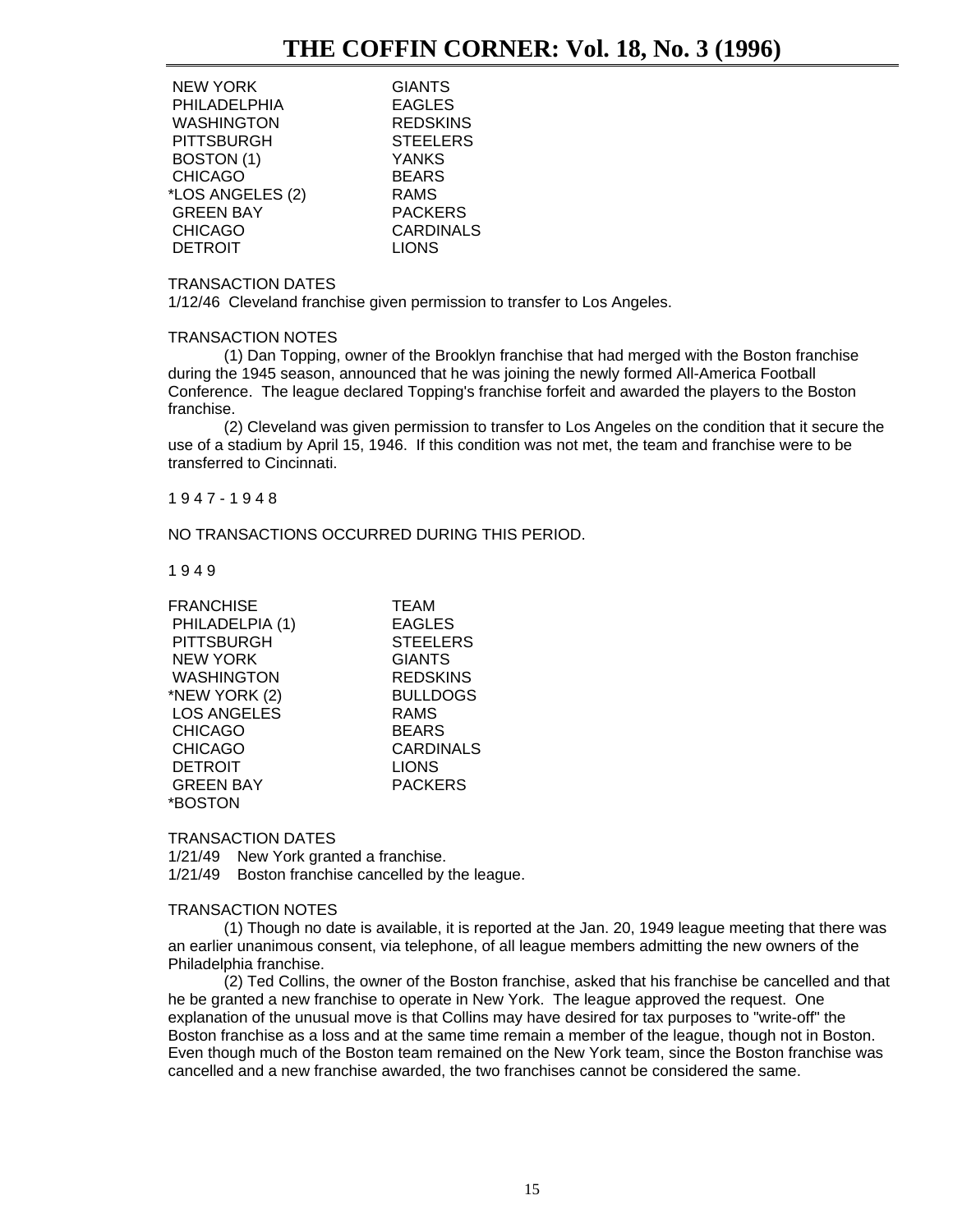| | |
|---|---|
| NEW YORK | GIANTS |
| PHILADELPHIA | EAGLES |
| WASHINGTON | REDSKINS |
| PITTSBURGH | STEELERS |
| BOSTON (1) | YANKS |
| CHICAGO | BEARS |
| *LOS ANGELES (2) | RAMS |
| GREEN BAY | PACKERS |
| CHICAGO | CARDINALS |
| DETROIT | LIONS |

TRANSACTION DATES

1/12/46 Cleveland franchise given permission to transfer to Los Angeles.

TRANSACTION NOTES

(1) Dan Topping, owner of the Brooklyn franchise that had merged with the Boston franchise during the 1945 season, announced that he was joining the newly formed All-America Football Conference. The league declared Topping's franchise forfeit and awarded the players to the Boston franchise.

(2) Cleveland was given permission to transfer to Los Angeles on the condition that it secure the use of a stadium by April 15, 1946. If this condition was not met, the team and franchise were to be transferred to Cincinnati.

1 9 4 7 - 1 9 4 8

NO TRANSACTIONS OCCURRED DURING THIS PERIOD.

1 9 4 9

| FRANCHISE | TEAM |
|---|---|
| PHILADELPIA (1) | EAGLES |
| PITTSBURGH | STEELERS |
| NEW YORK | GIANTS |
| WASHINGTON | REDSKINS |
| *NEW YORK (2) | BULLDOGS |
| LOS ANGELES | RAMS |
| CHICAGO | BEARS |
| CHICAGO | CARDINALS |
| DETROIT | LIONS |
| GREEN BAY | PACKERS |
| *BOSTON | |

TRANSACTION DATES

1/21/49 New York granted a franchise.

1/21/49 Boston franchise cancelled by the league.

TRANSACTION NOTES

(1) Though no date is available, it is reported at the Jan. 20, 1949 league meeting that there was an earlier unanimous consent, via telephone, of all league members admitting the new owners of the Philadelphia franchise.

(2) Ted Collins, the owner of the Boston franchise, asked that his franchise be cancelled and that he be granted a new franchise to operate in New York. The league approved the request. One explanation of the unusual move is that Collins may have desired for tax purposes to "write-off" the Boston franchise as a loss and at the same time remain a member of the league, though not in Boston. Even though much of the Boston team remained on the New York team, since the Boston franchise was cancelled and a new franchise awarded, the two franchises cannot be considered the same.